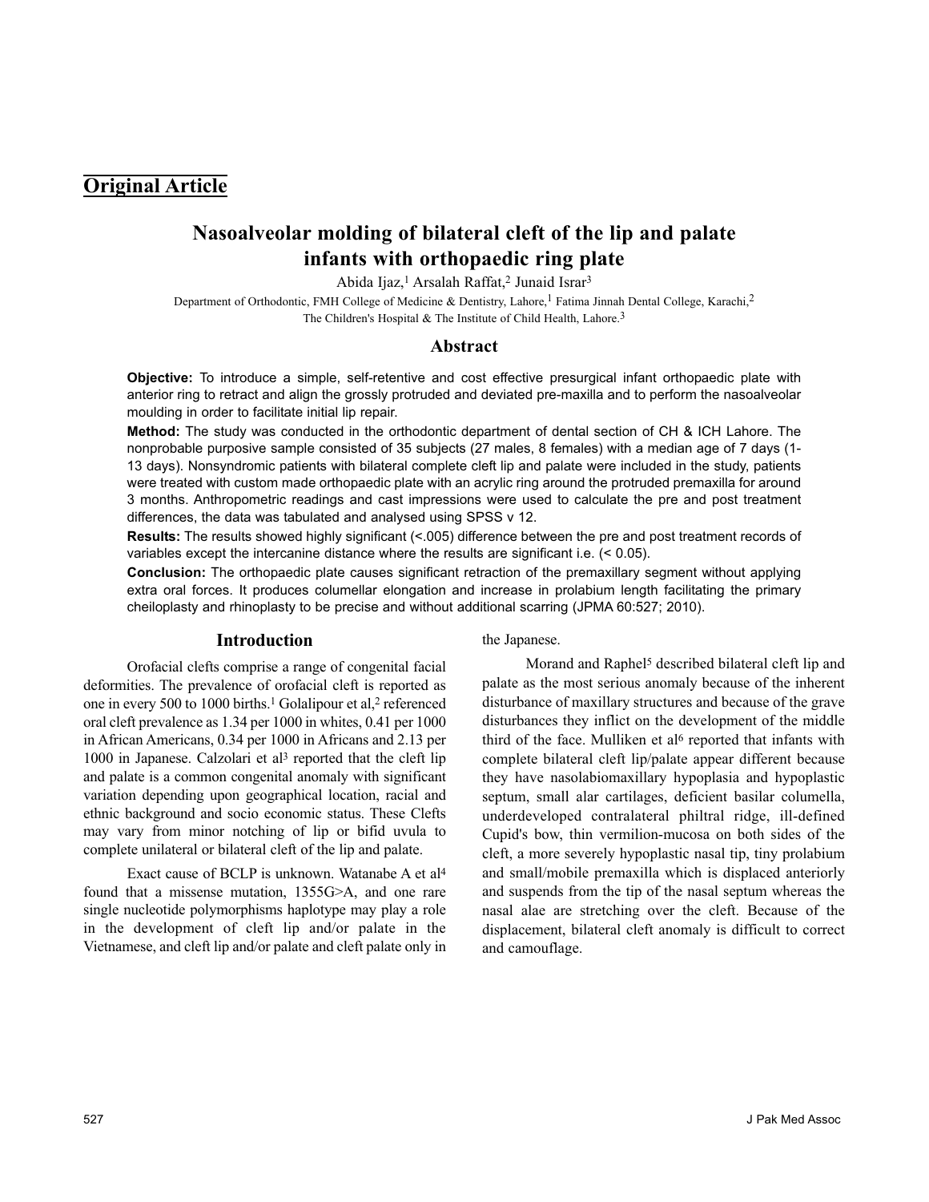## Original Article

# Nasoalveolar molding of bilateral cleft of the lip and palate infants with orthopaedic ring plate

Abida Ijaz,[1] Arsalah Raffat,[2] Junaid Israr[3]

Department of Orthodontic, FMH College of Medicine & Dentistry, Lahore,[1] Fatima Jinnah Dental College, Karachi,[2] The Children's Hospital & The Institute of Child Health, Lahore.[3]

## Abstract

**Objective:** To introduce a simple, self-retentive and cost effective presurgical infant orthopaedic plate with anterior ring to retract and align the grossly protruded and deviated pre-maxilla and to perform the nasoalveolar moulding in order to facilitate initial lip repair.

**Method:** The study was conducted in the orthodontic department of dental section of CH & ICH Lahore. The nonprobable purposive sample consisted of 35 subjects (27 males, 8 females) with a median age of 7 days (1-13 days). Nonsyndromic patients with bilateral complete cleft lip and palate were included in the study, patients were treated with custom made orthopaedic plate with an acrylic ring around the protruded premaxilla for around 3 months. Anthropometric readings and cast impressions were used to calculate the pre and post treatment differences, the data was tabulated and analysed using SPSS v 12.

**Results:** The results showed highly significant (<.005) difference between the pre and post treatment records of variables except the intercanine distance where the results are significant i.e. (< 0.05).

**Conclusion:** The orthopaedic plate causes significant retraction of the premaxillary segment without applying extra oral forces. It produces columellar elongation and increase in prolabium length facilitating the primary cheiloplasty and rhinoplasty to be precise and without additional scarring (JPMA 60:527; 2010).

## Introduction

Orofacial clefts comprise a range of congenital facial deformities. The prevalence of orofacial cleft is reported as one in every 500 to 1000 births.[1] Golalipour et al,[2] referenced oral cleft prevalence as 1.34 per 1000 in whites, 0.41 per 1000 in African Americans, 0.34 per 1000 in Africans and 2.13 per 1000 in Japanese. Calzolari et al[3] reported that the cleft lip and palate is a common congenital anomaly with significant variation depending upon geographical location, racial and ethnic background and socio economic status. These Clefts may vary from minor notching of lip or bifid uvula to complete unilateral or bilateral cleft of the lip and palate.

Exact cause of BCLP is unknown. Watanabe A et al[4] found that a missense mutation, 1355G>A, and one rare single nucleotide polymorphisms haplotype may play a role in the development of cleft lip and/or palate in the Vietnamese, and cleft lip and/or palate and cleft palate only in the Japanese.

Morand and Raphel[5] described bilateral cleft lip and palate as the most serious anomaly because of the inherent disturbance of maxillary structures and because of the grave disturbances they inflict on the development of the middle third of the face. Mulliken et al[6] reported that infants with complete bilateral cleft lip/palate appear different because they have nasolabiomaxillary hypoplasia and hypoplastic septum, small alar cartilages, deficient basilar columella, underdeveloped contralateral philtral ridge, ill-defined Cupid's bow, thin vermilion-mucosa on both sides of the cleft, a more severely hypoplastic nasal tip, tiny prolabium and small/mobile premaxilla which is displaced anteriorly and suspends from the tip of the nasal septum whereas the nasal alae are stretching over the cleft. Because of the displacement, bilateral cleft anomaly is difficult to correct and camouflage.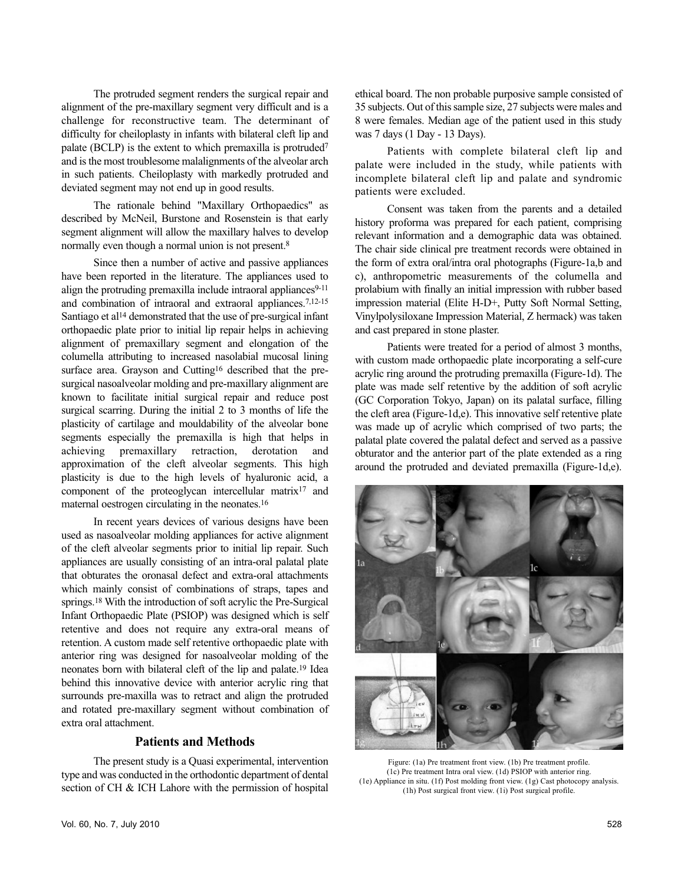The protruded segment renders the surgical repair and alignment of the pre-maxillary segment very difficult and is a challenge for reconstructive team. The determinant of difficulty for cheiloplasty in infants with bilateral cleft lip and palate (BCLP) is the extent to which premaxilla is protruded[7] and is the most troublesome malalignments of the alveolar arch in such patients. Cheiloplasty with markedly protruded and deviated segment may not end up in good results.

The rationale behind "Maxillary Orthopaedics" as described by McNeil, Burstone and Rosenstein is that early segment alignment will allow the maxillary halves to develop normally even though a normal union is not present.[8]

Since then a number of active and passive appliances have been reported in the literature. The appliances used to align the protruding premaxilla include intraoral appliances[9-11] and combination of intraoral and extraoral appliances.[7,12-15] Santiago et al[14] demonstrated that the use of pre-surgical infant orthopaedic plate prior to initial lip repair helps in achieving alignment of premaxillary segment and elongation of the columella attributing to increased nasolabial mucosal lining surface area. Grayson and Cutting[16] described that the pre-surgical nasoalveolar molding and pre-maxillary alignment are known to facilitate initial surgical repair and reduce post surgical scarring. During the initial 2 to 3 months of life the plasticity of cartilage and mouldability of the alveolar bone segments especially the premaxilla is high that helps in achieving premaxillary retraction, derotation and approximation of the cleft alveolar segments. This high plasticity is due to the high levels of hyaluronic acid, a component of the proteoglycan intercellular matrix[17] and maternal oestrogen circulating in the neonates.[16]

In recent years devices of various designs have been used as nasoalveolar molding appliances for active alignment of the cleft alveolar segments prior to initial lip repair. Such appliances are usually consisting of an intra-oral palatal plate that obturates the oronasal defect and extra-oral attachments which mainly consist of combinations of straps, tapes and springs.[18] With the introduction of soft acrylic the Pre-Surgical Infant Orthopaedic Plate (PSIOP) was designed which is self retentive and does not require any extra-oral means of retention. A custom made self retentive orthopaedic plate with anterior ring was designed for nasoalveolar molding of the neonates born with bilateral cleft of the lip and palate.[19] Idea behind this innovative device with anterior acrylic ring that surrounds pre-maxilla was to retract and align the protruded and rotated pre-maxillary segment without combination of extra oral attachment.

## Patients and Methods

The present study is a Quasi experimental, intervention type and was conducted in the orthodontic department of dental section of CH & ICH Lahore with the permission of hospital ethical board. The non probable purposive sample consisted of 35 subjects. Out of this sample size, 27 subjects were males and 8 were females. Median age of the patient used in this study was 7 days (1 Day - 13 Days).

Patients with complete bilateral cleft lip and palate were included in the study, while patients with incomplete bilateral cleft lip and palate and syndromic patients were excluded.

Consent was taken from the parents and a detailed history proforma was prepared for each patient, comprising relevant information and a demographic data was obtained. The chair side clinical pre treatment records were obtained in the form of extra oral/intra oral photographs (Figure-1a,b and c), anthropometric measurements of the columella and prolabium with finally an initial impression with rubber based impression material (Elite H-D+, Putty Soft Normal Setting, Vinylpolysiloxane Impression Material, Z hermack) was taken and cast prepared in stone plaster.

Patients were treated for a period of almost 3 months, with custom made orthopaedic plate incorporating a self-cure acrylic ring around the protruding premaxilla (Figure-1d). The plate was made self retentive by the addition of soft acrylic (GC Corporation Tokyo, Japan) on its palatal surface, filling the cleft area (Figure-1d,e). This innovative self retentive plate was made up of acrylic which comprised of two parts; the palatal plate covered the palatal defect and served as a passive obturator and the anterior part of the plate extended as a ring around the protruded and deviated premaxilla (Figure-1d,e).

Figure: (1a) Pre treatment front view. (1b) Pre treatment profile. (1c) Pre treatment Intra oral view. (1d) PSIOP with anterior ring. (1e) Appliance in situ. (1f) Post molding front view. (1g) Cast photocopy analysis. (1h) Post surgical front view. (1i) Post surgical profile.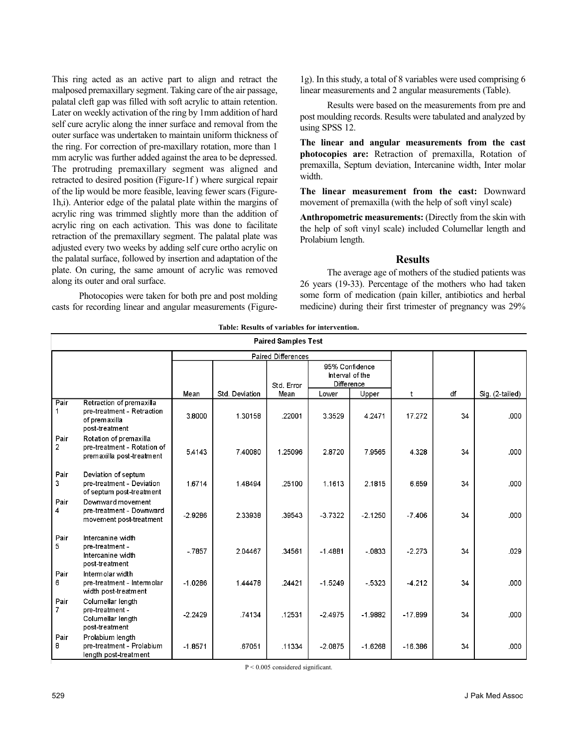This ring acted as an active part to align and retract the malposed premaxillary segment. Taking care of the air passage, palatal cleft gap was filled with soft acrylic to attain retention. Later on weekly activation of the ring by 1mm addition of hard self cure acrylic along the inner surface and removal from the outer surface was undertaken to maintain uniform thickness of the ring. For correction of pre-maxillary rotation, more than 1 mm acrylic was further added against the area to be depressed. The protruding premaxillary segment was aligned and retracted to desired position (Figure-1f ) where surgical repair of the lip would be more feasible, leaving fewer scars (Figure-1h,i). Anterior edge of the palatal plate within the margins of acrylic ring was trimmed slightly more than the addition of acrylic ring on each activation. This was done to facilitate retraction of the premaxillary segment. The palatal plate was adjusted every two weeks by adding self cure ortho acrylic on the palatal surface, followed by insertion and adaptation of the plate. On curing, the same amount of acrylic was removed along its outer and oral surface.

Photocopies were taken for both pre and post molding casts for recording linear and angular measurements (Figure-1g). In this study, a total of 8 variables were used comprising 6 linear measurements and 2 angular measurements (Table).

Results were based on the measurements from pre and post moulding records. Results were tabulated and analyzed by using SPSS 12.

**The linear and angular measurements from the cast photocopies are:** Retraction of premaxilla, Rotation of premaxilla, Septum deviation, Intercanine width, Inter molar width.

**The linear measurement from the cast:** Downward movement of premaxilla (with the help of soft vinyl scale)

**Anthropometric measurements:** (Directly from the skin with the help of soft vinyl scale) included Columellar length and Prolabium length.

## Results

The average age of mothers of the studied patients was 26 years (19-33). Percentage of the mothers who had taken some form of medication (pain killer, antibiotics and herbal medicine) during their first trimester of pregnancy was 29%

**Table: Results of variables for intervention.**

**Paired Samples Test**

| | | Paired Differences | | | | | t | df | Sig. (2-tailed) |
|---|---|---|---|---|---|---|---|---|---|
| | | Mean | Std. Deviation | Std. Error Mean | 95% Confidence Interval of the Difference Lower | 95% Confidence Interval of the Difference Upper | | | |
| Pair 1 | Retraction of premaxilla pre-treatment - Retraction of premaxilla post-treatment | 3.8000 | 1.30158 | .22001 | 3.3529 | 4.2471 | 17.272 | 34 | .000 |
| Pair 2 | Rotation of premaxilla pre-treatment - Rotation of premaxilla post-treatment | 5.4143 | 7.40080 | 1.25096 | 2.8720 | 7.9565 | 4.328 | 34 | .000 |
| Pair 3 | Deviation of septum pre-treatment - Deviation of septum post-treatment | 1.6714 | 1.48494 | .25100 | 1.1613 | 2.1815 | 6.659 | 34 | .000 |
| Pair 4 | Downward movement pre-treatment - Downward movement post-treatment | -2.9286 | 2.33938 | .39543 | -3.7322 | -2.1250 | -7.406 | 34 | .000 |
| Pair 5 | Intercanine width pre-treatment - Intercanine width post-treatment | -.7857 | 2.04467 | .34561 | -1.4881 | -.0833 | -2.273 | 34 | .029 |
| Pair 6 | Intermolar width pre-treatment - Intermolar width post-treatment | -1.0286 | 1.44478 | .24421 | -1.5249 | -.5323 | -4.212 | 34 | .000 |
| Pair 7 | Columellar length pre-treatment - Columellar length post-treatment | -2.2429 | .74134 | .12531 | -2.4975 | -1.9882 | -17.899 | 34 | .000 |
| Pair 8 | Prolabium length pre-treatment - Prolabium length post-treatment | -1.8571 | .67051 | .11334 | -2.0875 | -1.6268 | -16.386 | 34 | .000 |

$P < 0.005$ considered significant.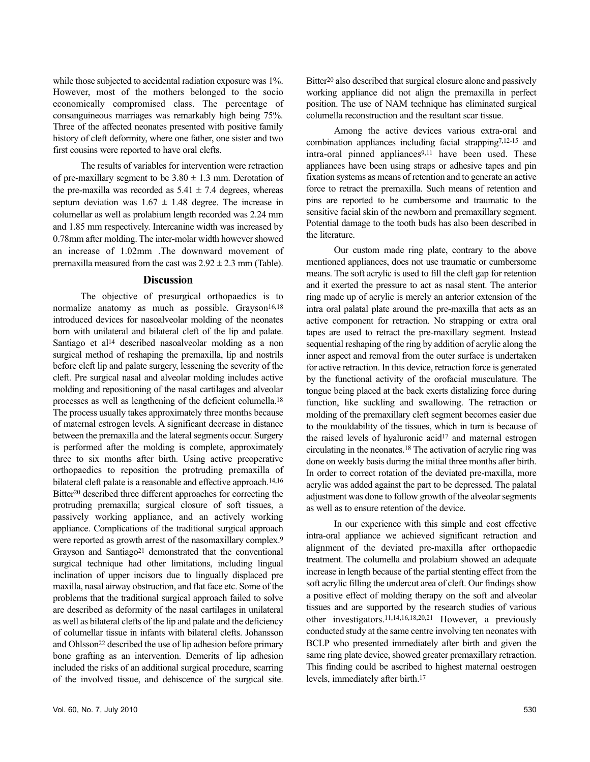while those subjected to accidental radiation exposure was 1%. However, most of the mothers belonged to the socio economically compromised class. The percentage of consanguineous marriages was remarkably high being 75%. Three of the affected neonates presented with positive family history of cleft deformity, where one father, one sister and two first cousins were reported to have oral clefts.

The results of variables for intervention were retraction of pre-maxillary segment to be $3.80 \pm 1.3$ mm. Derotation of the pre-maxilla was recorded as $5.41 \pm 7.4$ degrees, whereas septum deviation was $1.67 \pm 1.48$ degree. The increase in columellar as well as prolabium length recorded was 2.24 mm and 1.85 mm respectively. Intercanine width was increased by 0.78mm after molding. The inter-molar width however showed an increase of 1.02mm .The downward movement of premaxilla measured from the cast was $2.92 \pm 2.3$ mm (Table).

## Discussion

The objective of presurgical orthopaedics is to normalize anatomy as much as possible. Grayson[16,18] introduced devices for nasoalveolar molding of the neonates born with unilateral and bilateral cleft of the lip and palate. Santiago et al[14] described nasoalveolar molding as a non surgical method of reshaping the premaxilla, lip and nostrils before cleft lip and palate surgery, lessening the severity of the cleft. Pre surgical nasal and alveolar molding includes active molding and repositioning of the nasal cartilages and alveolar processes as well as lengthening of the deficient columella.[18] The process usually takes approximately three months because of maternal estrogen levels. A significant decrease in distance between the premaxilla and the lateral segments occur. Surgery is performed after the molding is complete, approximately three to six months after birth. Using active preoperative orthopaedics to reposition the protruding premaxilla of bilateral cleft palate is a reasonable and effective approach.[14,16] Bitter[20] described three different approaches for correcting the protruding premaxilla; surgical closure of soft tissues, a passively working appliance, and an actively working appliance. Complications of the traditional surgical approach were reported as growth arrest of the nasomaxillary complex.[9] Grayson and Santiago[21] demonstrated that the conventional surgical technique had other limitations, including lingual inclination of upper incisors due to lingually displaced pre maxilla, nasal airway obstruction, and flat face etc. Some of the problems that the traditional surgical approach failed to solve are described as deformity of the nasal cartilages in unilateral as well as bilateral clefts of the lip and palate and the deficiency of columellar tissue in infants with bilateral clefts. Johansson and Ohlsson[22] described the use of lip adhesion before primary bone grafting as an intervention. Demerits of lip adhesion included the risks of an additional surgical procedure, scarring of the involved tissue, and dehiscence of the surgical site. Bitter[20] also described that surgical closure alone and passively working appliance did not align the premaxilla in perfect position. The use of NAM technique has eliminated surgical columella reconstruction and the resultant scar tissue.

Among the active devices various extra-oral and combination appliances including facial strapping[7,12-15] and intra-oral pinned appliances[9,11] have been used. These appliances have been using straps or adhesive tapes and pin fixation systems as means of retention and to generate an active force to retract the premaxilla. Such means of retention and pins are reported to be cumbersome and traumatic to the sensitive facial skin of the newborn and premaxillary segment. Potential damage to the tooth buds has also been described in the literature.

Our custom made ring plate, contrary to the above mentioned appliances, does not use traumatic or cumbersome means. The soft acrylic is used to fill the cleft gap for retention and it exerted the pressure to act as nasal stent. The anterior ring made up of acrylic is merely an anterior extension of the intra oral palatal plate around the pre-maxilla that acts as an active component for retraction. No strapping or extra oral tapes are used to retract the pre-maxillary segment. Instead sequential reshaping of the ring by addition of acrylic along the inner aspect and removal from the outer surface is undertaken for active retraction. In this device, retraction force is generated by the functional activity of the orofacial musculature. The tongue being placed at the back exerts distalizing force during function, like suckling and swallowing. The retraction or molding of the premaxillary cleft segment becomes easier due to the mouldability of the tissues, which in turn is because of the raised levels of hyaluronic acid[17] and maternal estrogen circulating in the neonates.[18] The activation of acrylic ring was done on weekly basis during the initial three months after birth. In order to correct rotation of the deviated pre-maxilla, more acrylic was added against the part to be depressed. The palatal adjustment was done to follow growth of the alveolar segments as well as to ensure retention of the device.

In our experience with this simple and cost effective intra-oral appliance we achieved significant retraction and alignment of the deviated pre-maxilla after orthopaedic treatment. The columella and prolabium showed an adequate increase in length because of the partial stenting effect from the soft acrylic filling the undercut area of cleft. Our findings show a positive effect of molding therapy on the soft and alveolar tissues and are supported by the research studies of various other investigators.[11,14,16,18,20,21] However, a previously conducted study at the same centre involving ten neonates with BCLP who presented immediately after birth and given the same ring plate device, showed greater premaxillary retraction. This finding could be ascribed to highest maternal oestrogen levels, immediately after birth.[17]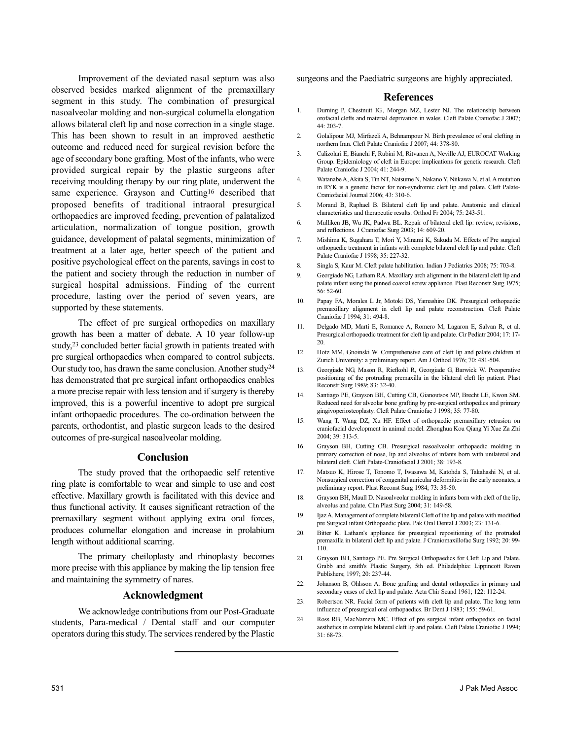Improvement of the deviated nasal septum was also observed besides marked alignment of the premaxillary segment in this study. The combination of presurgical nasoalveolar molding and non-surgical columella elongation allows bilateral cleft lip and nose correction in a single stage. This has been shown to result in an improved aesthetic outcome and reduced need for surgical revision before the age of secondary bone grafting. Most of the infants, who were provided surgical repair by the plastic surgeons after receiving moulding therapy by our ring plate, underwent the same experience. Grayson and Cutting[16] described that proposed benefits of traditional intraoral presurgical orthopaedics are improved feeding, prevention of palatalized articulation, normalization of tongue position, growth guidance, development of palatal segments, minimization of treatment at a later age, better speech of the patient and positive psychological effect on the parents, savings in cost to the patient and society through the reduction in number of surgical hospital admissions. Finding of the current procedure, lasting over the period of seven years, are supported by these statements.

The effect of pre surgical orthopedics on maxillary growth has been a matter of debate. A 10 year follow-up study,[23] concluded better facial growth in patients treated with pre surgical orthopaedics when compared to control subjects. Our study too, has drawn the same conclusion. Another study[24] has demonstrated that pre surgical infant orthopaedics enables a more precise repair with less tension and if surgery is thereby improved, this is a powerful incentive to adopt pre surgical infant orthopaedic procedures. The co-ordination between the parents, orthodontist, and plastic surgeon leads to the desired outcomes of pre-surgical nasoalveolar molding.

## Conclusion

The study proved that the orthopaedic self retentive ring plate is comfortable to wear and simple to use and cost effective. Maxillary growth is facilitated with this device and thus functional activity. It causes significant retraction of the premaxillary segment without applying extra oral forces, produces columellar elongation and increase in prolabium length without additional scarring.

The primary cheiloplasty and rhinoplasty becomes more precise with this appliance by making the lip tension free and maintaining the symmetry of nares.

## Acknowledgment

We acknowledge contributions from our Post-Graduate students, Para-medical / Dental staff and our computer operators during this study. The services rendered by the Plastic surgeons and the Paediatric surgeons are highly appreciated.

## References

1. Durning P, Chestnutt IG., Morgan MZ, Lester NJ. The relationship between orofacial clefts and material deprivation in wales. Cleft Palate Craniofac J 2007; 44: 203-7.
2. Golalipour MJ, Mirfazeli A, Behnampour N. Birth prevalence of oral clefting in northern Iran. Cleft Palate Craniofac J 2007; 44: 378-80.
3. Calizolari E, Bianchi F, Rubini M, Ritvanen A, Neville AJ, EUROCAT Working Group. Epidemiology of cleft in Europe: implications for genetic research. Cleft Palate Craniofac J 2004; 41: 244-9.
4. Watanabe A, Akita S, Tin NT, Natsume N, Nakano Y, Niikawa N, et al. A mutation in RYK is a genetic factor for non-syndromic cleft lip and palate. Cleft Palate-Craniofacial Journal 2006; 43: 310-6.
5. Morand B, Raphael B. Bilateral cleft lip and palate. Anatomic and clinical characteristics and therapeutic results. Orthod Fr 2004; 75: 243-51.
6. Mulliken JB, Wu JK, Padwa BL. Repair of bilateral cleft lip: review, revisions, and reflections. J Craniofac Surg 2003; 14: 609-20.
7. Mishima K, Sugahara T, Mori Y, Minami K, Sakuda M. Effects of Pre surgical orthopaedic treatment in infants with complete bilateral cleft lip and palate. Cleft Palate Craniofac J 1998; 35: 227-32.
8. Singla S, Kaur M. Cleft palate habilitation. Indian J Pediatrics 2008; 75: 703-8.
9. Georgiade NG, Latham RA. Maxillary arch alignment in the bilateral cleft lip and palate infant using the pinned coaxial screw appliance. Plast Reconstr Surg 1975; 56: 52-60.
10. Papay FA, Morales L Jr, Motoki DS, Yamashiro DK. Presurgical orthopaedic premaxillary alignment in cleft lip and palate reconstruction. Cleft Palate Craniofac J 1994; 31: 494-8.
11. Delgado MD, Marti E, Romance A, Romero M, Lagaron E, Salvan R, et al. Presurgical orthopaedic treatment for cleft lip and palate. Cir Pediatr 2004; 17: 17-20.
12. Hotz MM, Gnoinski W. Comprehensive care of cleft lip and palate children at Zurich University: a preliminary report. Am J Orthod 1976; 70: 481-504.
13. Georgiade NG, Mason R, Riefkohl R, Georgiade G, Barwick W. Preoperative positioning of the protruding premaxilla in the bilateral cleft lip patient. Plast Reconstr Surg 1989; 83: 32-40.
14. Santiago PE, Grayson BH, Cutting CB, Gianoutsos MP, Brecht LE, Kwon SM. Reduced need for alveolar bone grafting by pre-surgical orthopedics and primary gingivoperiosteoplasty. Cleft Palate Craniofac J 1998; 35: 77-80.
15. Wang T. Wang DZ, Xu HF. Effect of orthopaedic premaxillary retrusion on craniofacial development in animal model. Zhonghua Kou Qiang Yi Xue Za Zhi 2004; 39: 313-5.
16. Grayson BH, Cutting CB. Presurgical nasoalveolar orthopaedic molding in primary correction of nose, lip and alveolus of infants born with unilateral and bilateral cleft. Cleft Palate-Craniofacial J 2001; 38: 193-8.
17. Matsuo K, Hirose T, Tonomo T, Iwasawa M, Katohda S, Takahashi N, et al. Nonsurgical correction of congenital auricular deformities in the early neonates, a preliminary report. Plast Reconst Surg 1984; 73: 38-50.
18. Grayson BH, Maull D. Nasoalveolar molding in infants born with cleft of the lip, alveolus and palate. Clin Plast Surg 2004; 31: 149-58.
19. Ijaz A. Management of complete bilateral Cleft of the lip and palate with modified pre Surgical infant Orthopaedic plate. Pak Oral Dental J 2003; 23: 131-6.
20. Bitter K. Latham's appliance for presurgical repositioning of the protruded premaxilla in bilateral cleft lip and palate. J Craniomaxillofac Surg 1992; 20: 99-110.
21. Grayson BH, Santiago PE. Pre Surgical Orthopaedics for Cleft Lip and Palate. Grabb and smith's Plastic Surgery, 5th ed. Philadelphia: Lippincott Raven Publishers; 1997; 20: 237-44.
22. Johanson B, Ohlsson A. Bone grafting and dental orthopedics in primary and secondary cases of cleft lip and palate. Acta Chir Scand 1961; 122: 112-24.
23. Robertson NR. Facial form of patients with cleft lip and palate. The long term influence of presurgical oral orthopaedics. Br Dent J 1983; 155: 59-61.
24. Ross RB, MacNamera MC. Effect of pre surgical infant orthopedics on facial aesthetics in complete bilateral cleft lip and palate. Cleft Palate Craniofac J 1994; 31: 68-73.